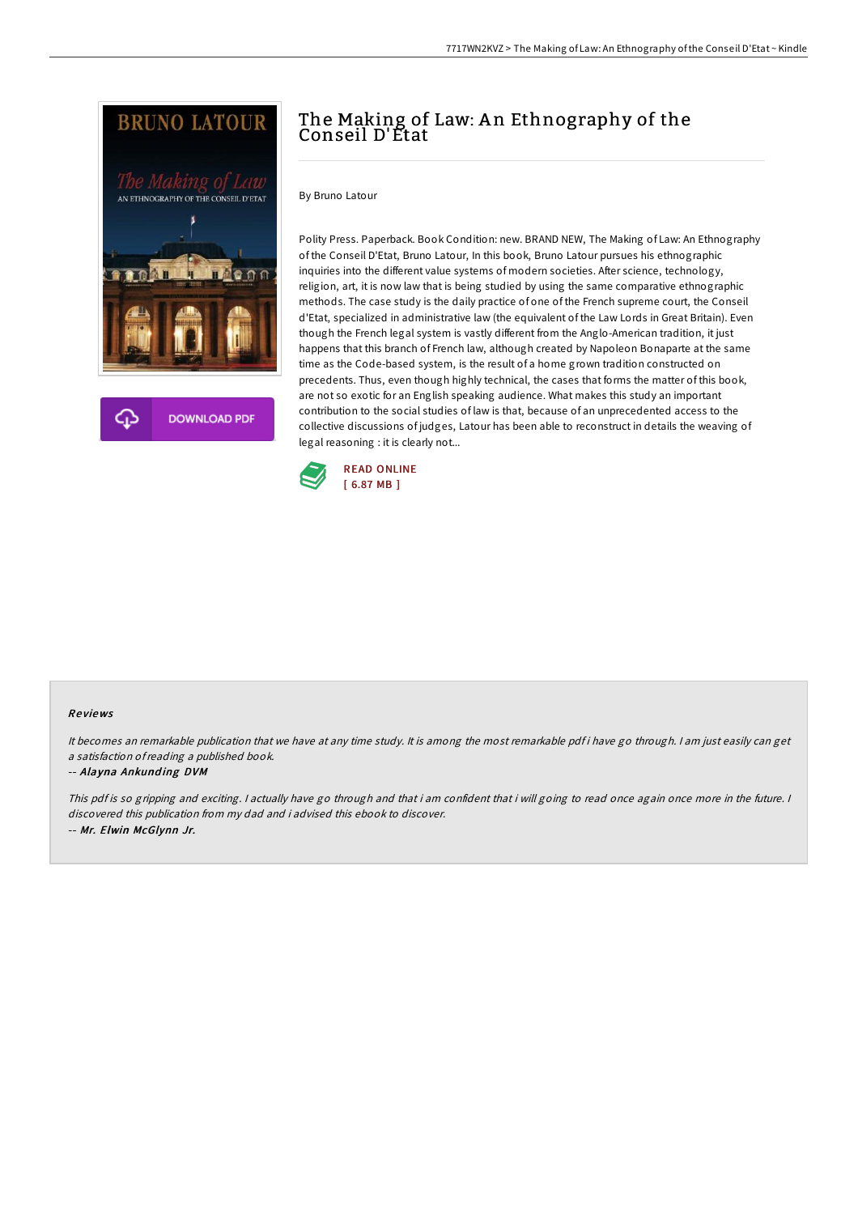# The Making of Law: An Ethnography of the Conseil D'Etat

By Bruno Latour

Polity Press. Paperback. Book Condition: new. BRAND NEW, The Making of Law: An Ethnography of the Conseil D'Etat, Bruno Latour, In this book, Bruno Latour pursues his ethnographic inquiries into the different value systems of modern societies. After science, technology, religion, art, it is now law that is being studied by using the same comparative ethnographic methods. The case study is the daily practice of one of the French supreme court, the Conseil d'Etat, specialized in administrative law (the equivalent of the Law Lords in Great Britain). Even though the French legal system is vastly different from the Anglo-American tradition, it just happens that this branch of French law, although created by Napoleon Bonaparte at the same time as the Code-based system, is the result of a home grown tradition constructed on precedents. Thus, even though highly technical, the cases that forms the matter of this book, are not so exotic for an English speaking audience. What makes this study an important contribution to the social studies of law is that, because of an unprecedented access to the collective discussions of judges, Latour has been able to reconstruct in details the weaving of legal reasoning : it is clearly not...

READ ONLINE
[ 6.87 MB ]

## Reviews

*It becomes an remarkable publication that we have at any time study. It is among the most remarkable pdf i have go through. I am just easily can get a satisfaction of reading a published book.*

-- ***Alayna Ankunding DVM***

*This pdf is so gripping and exciting. I actually have go through and that i am confident that i will going to read once again once more in the future. I discovered this publication from my dad and i advised this ebook to discover.*

-- ***Mr. Elwin McGlynn Jr.***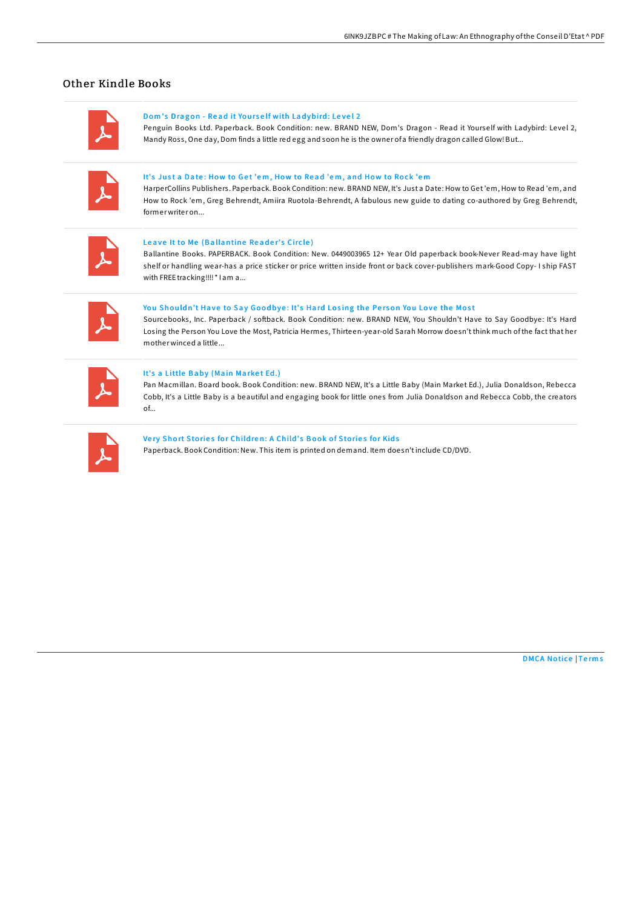## Other Kindle Books

### Dom's Dragon - Read it Yourself with Ladybird: Level 2

Penguin Books Ltd. Paperback. Book Condition: new. BRAND NEW, Dom's Dragon - Read it Yourself with Ladybird: Level 2, Mandy Ross, One day, Dom finds a little red egg and soon he is the owner of a friendly dragon called Glow! But...

### It's Just a Date: How to Get 'em, How to Read 'em, and How to Rock 'em

HarperCollins Publishers. Paperback. Book Condition: new. BRAND NEW, It's Just a Date: How to Get 'em, How to Read 'em, and How to Rock 'em, Greg Behrendt, Amiira Ruotola-Behrendt, A fabulous new guide to dating co-authored by Greg Behrendt, former writer on...

### Leave It to Me (Ballantine Reader's Circle)

Ballantine Books. PAPERBACK. Book Condition: New. 0449003965 12+ Year Old paperback book-Never Read-may have light shelf or handling wear-has a price sticker or price written inside front or back cover-publishers mark-Good Copy- I ship FAST with FREE tracking!!!! * I am a...

### You Shouldn't Have to Say Goodbye: It's Hard Losing the Person You Love the Most

Sourcebooks, Inc. Paperback / softback. Book Condition: new. BRAND NEW, You Shouldn't Have to Say Goodbye: It's Hard Losing the Person You Love the Most, Patricia Hermes, Thirteen-year-old Sarah Morrow doesn't think much of the fact that her mother winced a little...

### It's a Little Baby (Main Market Ed.)

Pan Macmillan. Board book. Book Condition: new. BRAND NEW, It's a Little Baby (Main Market Ed.), Julia Donaldson, Rebecca Cobb, It's a Little Baby is a beautiful and engaging book for little ones from Julia Donaldson and Rebecca Cobb, the creators of...

### Very Short Stories for Children: A Child's Book of Stories for Kids

Paperback. Book Condition: New. This item is printed on demand. Item doesn't include CD/DVD.